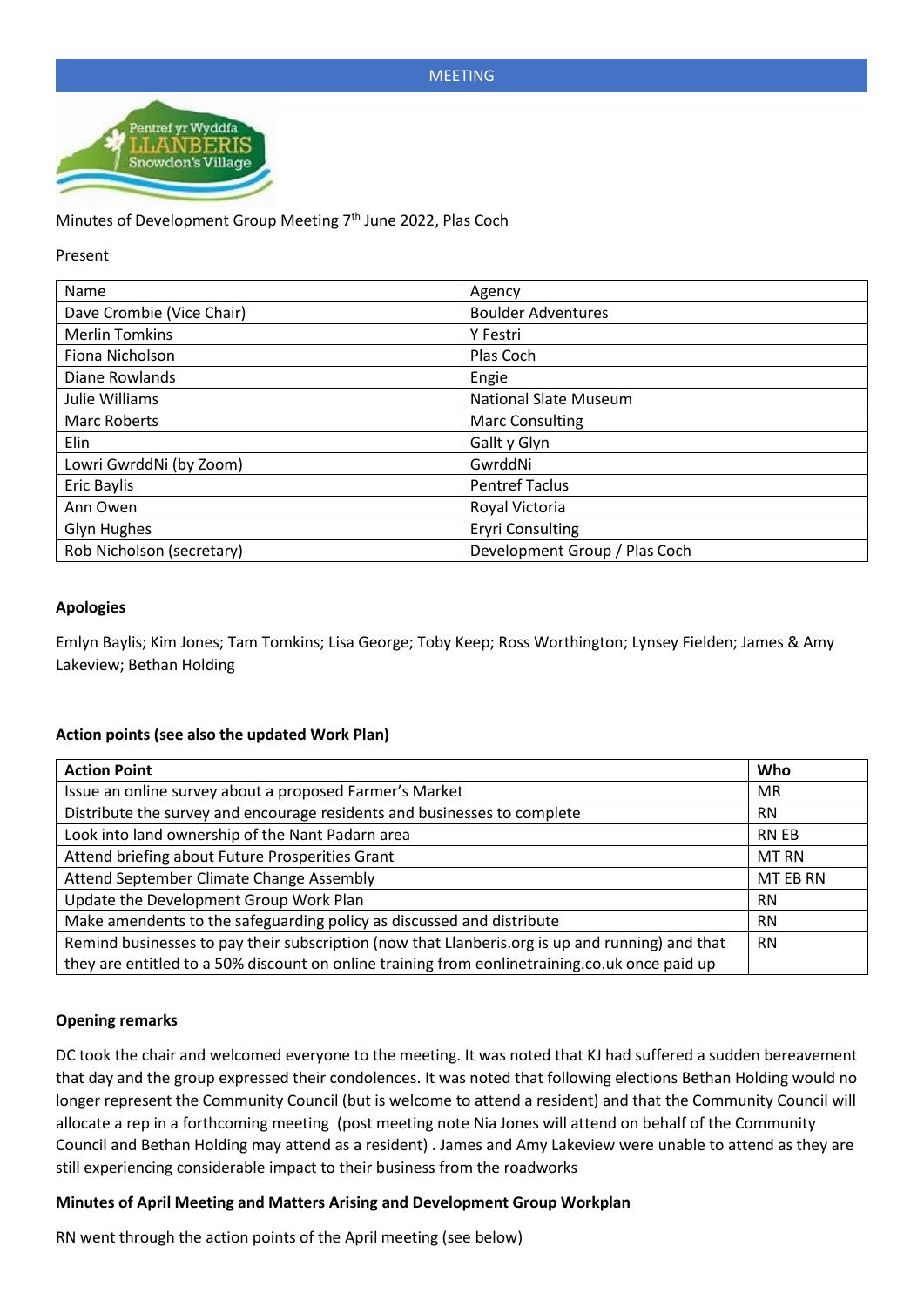MEETING

Minutes of Development Group Meeting 7th June 2022, Plas Coch

Present

| Name | Agency |
| --- | --- |
| Dave Crombie (Vice Chair) | Boulder Adventures |
| Merlin Tomkins | Y Festri |
| Fiona Nicholson | Plas Coch |
| Diane Rowlands | Engie |
| Julie Williams | National Slate Museum |
| Marc Roberts | Marc Consulting |
| Elin | Gallt y Glyn |
| Lowri GwrddNi (by Zoom) | GwrddNi |
| Eric Baylis | Pentref Taclus |
| Ann Owen | Royal Victoria |
| Glyn Hughes | Eryri Consulting |
| Rob Nicholson (secretary) | Development Group / Plas Coch |

**Apologies**

Emlyn Baylis; Kim Jones; Tam Tomkins; Lisa George; Toby Keep; Ross Worthington; Lynsey Fielden; James & Amy Lakeview; Bethan Holding

**Action points (see also the updated Work Plan)**

| Action Point | Who |
| --- | --- |
| Issue an online survey about a proposed Farmer's Market | MR |
| Distribute the survey and encourage residents and businesses to complete | RN |
| Look into land ownership of the Nant Padarn area | RN EB |
| Attend briefing about Future Prosperities Grant | MT RN |
| Attend September Climate Change Assembly | MT EB RN |
| Update the Development Group Work Plan | RN |
| Make amendents to the safeguarding policy as discussed and distribute | RN |
| Remind businesses to pay their subscription (now that Llanberis.org is up and running) and that they are entitled to a 50% discount on online training from eonlinetraining.co.uk once paid up | RN |

**Opening remarks**

DC took the chair and welcomed everyone to the meeting. It was noted that KJ had suffered a sudden bereavement that day and the group expressed their condolences. It was noted that following elections Bethan Holding would no longer represent the Community Council (but is welcome to attend a resident) and that the Community Council will allocate a rep in a forthcoming meeting (post meeting note Nia Jones will attend on behalf of the Community Council and Bethan Holding may attend as a resident) . James and Amy Lakeview were unable to attend as they are still experiencing considerable impact to their business from the roadworks

**Minutes of April Meeting and Matters Arising and Development Group Workplan**

RN went through the action points of the April meeting (see below)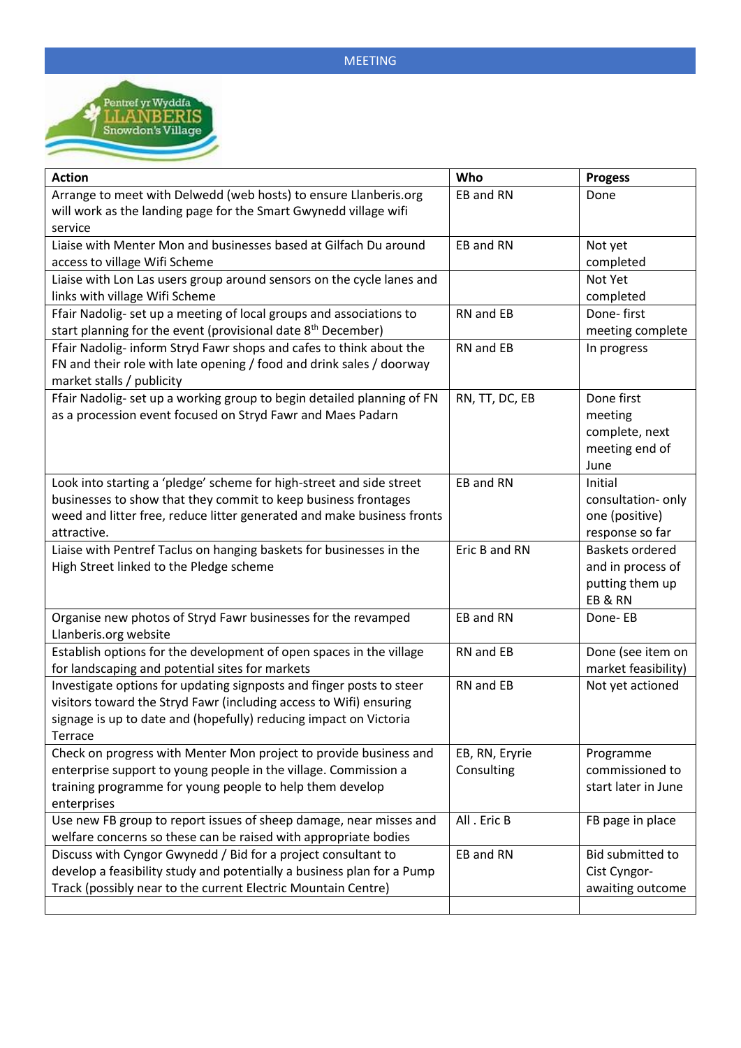MEETING

| Action | Who | Progess |
| --- | --- | --- |
| Arrange to meet with Delwedd (web hosts) to ensure Llanberis.org will work as the landing page for the Smart Gwynedd village wifi service | EB and RN | Done |
| Liaise with Menter Mon and businesses based at Gilfach Du around access to village Wifi Scheme | EB and RN | Not yet completed |
| Liaise with Lon Las users group around sensors on the cycle lanes and links with village Wifi Scheme | | Not Yet completed |
| Ffair Nadolig- set up a meeting of local groups and associations to start planning for the event (provisional date 8th December) | RN and EB | Done- first meeting complete |
| Ffair Nadolig- inform Stryd Fawr shops and cafes to think about the FN and their role with late opening / food and drink sales / doorway market stalls / publicity | RN and EB | In progress |
| Ffair Nadolig- set up a working group to begin detailed planning of FN as a procession event focused on Stryd Fawr and Maes Padarn | RN, TT, DC, EB | Done first meeting complete, next meeting end of June |
| Look into starting a 'pledge' scheme for high-street and side street businesses to show that they commit to keep business frontages weed and litter free, reduce litter generated and make business fronts attractive. | EB and RN | Initial consultation- only one (positive) response so far |
| Liaise with Pentref Taclus on hanging baskets for businesses in the High Street linked to the Pledge scheme | Eric B and RN | Baskets ordered and in process of putting them up EB & RN |
| Organise new photos of Stryd Fawr businesses for the revamped Llanberis.org website | EB and RN | Done- EB |
| Establish options for the development of open spaces in the village for landscaping and potential sites for markets | RN and EB | Done (see item on market feasibility) |
| Investigate options for updating signposts and finger posts to steer visitors toward the Stryd Fawr (including access to Wifi) ensuring signage is up to date and (hopefully) reducing impact on Victoria Terrace | RN and EB | Not yet actioned |
| Check on progress with Menter Mon project to provide business and enterprise support to young people in the village. Commission a training programme for young people to help them develop enterprises | EB, RN, Eryrie Consulting | Programme commissioned to start later in June |
| Use new FB group to report issues of sheep damage, near misses and welfare concerns so these can be raised with appropriate bodies | All . Eric B | FB page in place |
| Discuss with Cyngor Gwynedd / Bid for a project consultant to develop a feasibility study and potentially a business plan for a Pump Track (possibly near to the current Electric Mountain Centre) | EB and RN | Bid submitted to Cist Cyngor- awaiting outcome |
| | | |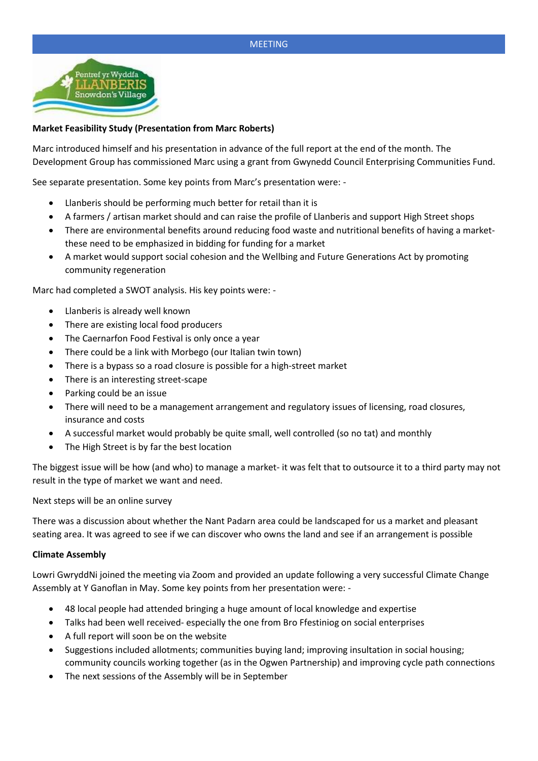MEETING

**Market Feasibility Study (Presentation from Marc Roberts)**

Marc introduced himself and his presentation in advance of the full report at the end of the month. The Development Group has commissioned Marc using a grant from Gwynedd Council Enterprising Communities Fund.

See separate presentation. Some key points from Marc's presentation were: -

- Llanberis should be performing much better for retail than it is
- A farmers / artisan market should and can raise the profile of Llanberis and support High Street shops
- There are environmental benefits around reducing food waste and nutritional benefits of having a market- these need to be emphasized in bidding for funding for a market
- A market would support social cohesion and the Wellbing and Future Generations Act by promoting community regeneration

Marc had completed a SWOT analysis. His key points were: -

- Llanberis is already well known
- There are existing local food producers
- The Caernarfon Food Festival is only once a year
- There could be a link with Morbego (our Italian twin town)
- There is a bypass so a road closure is possible for a high-street market
- There is an interesting street-scape
- Parking could be an issue
- There will need to be a management arrangement and regulatory issues of licensing, road closures, insurance and costs
- A successful market would probably be quite small, well controlled (so no tat) and monthly
- The High Street is by far the best location

The biggest issue will be how (and who) to manage a market- it was felt that to outsource it to a third party may not result in the type of market we want and need.

Next steps will be an online survey

There was a discussion about whether the Nant Padarn area could be landscaped for us a market and pleasant seating area. It was agreed to see if we can discover who owns the land and see if an arrangement is possible

**Climate Assembly**

Lowri GwryddNi joined the meeting via Zoom and provided an update following a very successful Climate Change Assembly at Y Ganoflan in May. Some key points from her presentation were: -

- 48 local people had attended bringing a huge amount of local knowledge and expertise
- Talks had been well received- especially the one from Bro Ffestiniog on social enterprises
- A full report will soon be on the website
- Suggestions included allotments; communities buying land; improving insultation in social housing; community councils working together (as in the Ogwen Partnership) and improving cycle path connections
- The next sessions of the Assembly will be in September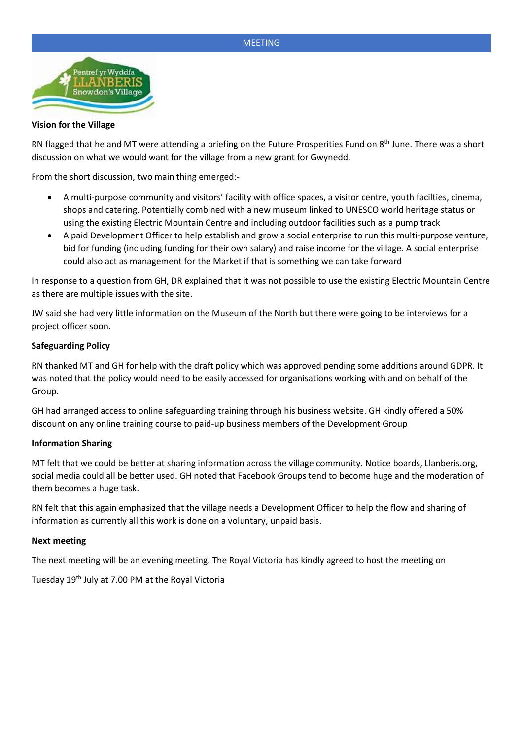MEETING

**Vision for the Village**

RN flagged that he and MT were attending a briefing on the Future Prosperities Fund on 8th June. There was a short discussion on what we would want for the village from a new grant for Gwynedd.

From the short discussion, two main thing emerged:-

- A multi-purpose community and visitors' facility with office spaces, a visitor centre, youth facilties, cinema, shops and catering. Potentially combined with a new museum linked to UNESCO world heritage status or using the existing Electric Mountain Centre and including outdoor facilities such as a pump track
- A paid Development Officer to help establish and grow a social enterprise to run this multi-purpose venture, bid for funding (including funding for their own salary) and raise income for the village. A social enterprise could also act as management for the Market if that is something we can take forward

In response to a question from GH, DR explained that it was not possible to use the existing Electric Mountain Centre as there are multiple issues with the site.

JW said she had very little information on the Museum of the North but there were going to be interviews for a project officer soon.

**Safeguarding Policy**

RN thanked MT and GH for help with the draft policy which was approved pending some additions around GDPR. It was noted that the policy would need to be easily accessed for organisations working with and on behalf of the Group.

GH had arranged access to online safeguarding training through his business website. GH kindly offered a 50% discount on any online training course to paid-up business members of the Development Group

**Information Sharing**

MT felt that we could be better at sharing information across the village community. Notice boards, Llanberis.org, social media could all be better used. GH noted that Facebook Groups tend to become huge and the moderation of them becomes a huge task.

RN felt that this again emphasized that the village needs a Development Officer to help the flow and sharing of information as currently all this work is done on a voluntary, unpaid basis.

**Next meeting**

The next meeting will be an evening meeting. The Royal Victoria has kindly agreed to host the meeting on

Tuesday 19th July at 7.00 PM at the Royal Victoria